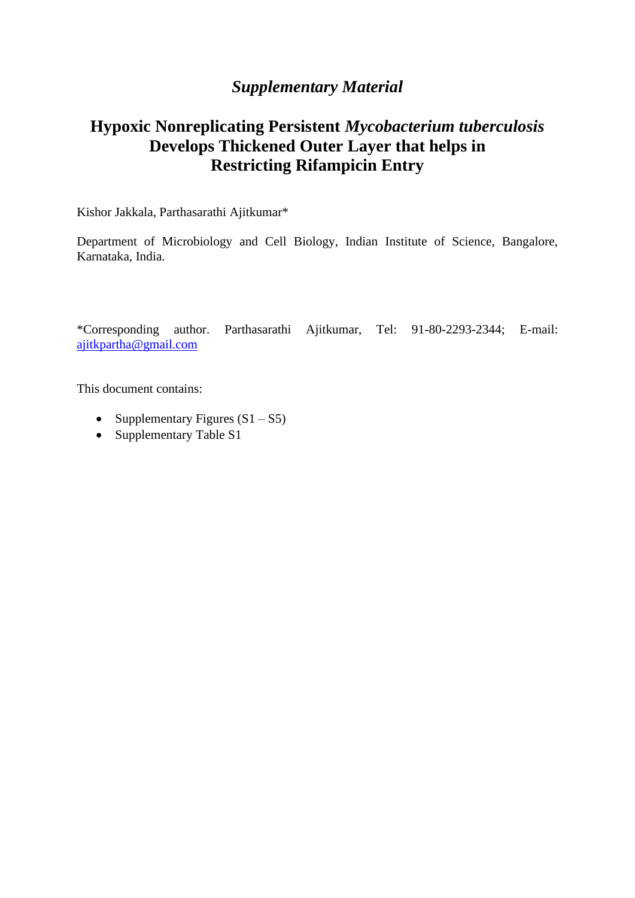# *Supplementary Material*

# Hypoxic Nonreplicating Persistent *Mycobacterium tuberculosis* Develops Thickened Outer Layer that helps in Restricting Rifampicin Entry

Kishor Jakkala, Parthasarathi Ajitkumar*

Department of Microbiology and Cell Biology, Indian Institute of Science, Bangalore, Karnataka, India.

*Corresponding author. Parthasarathi Ajitkumar, Tel: 91-80-2293-2344; E-mail: ajitkpartha@gmail.com

This document contains:

- Supplementary Figures (S1 – S5)
- Supplementary Table S1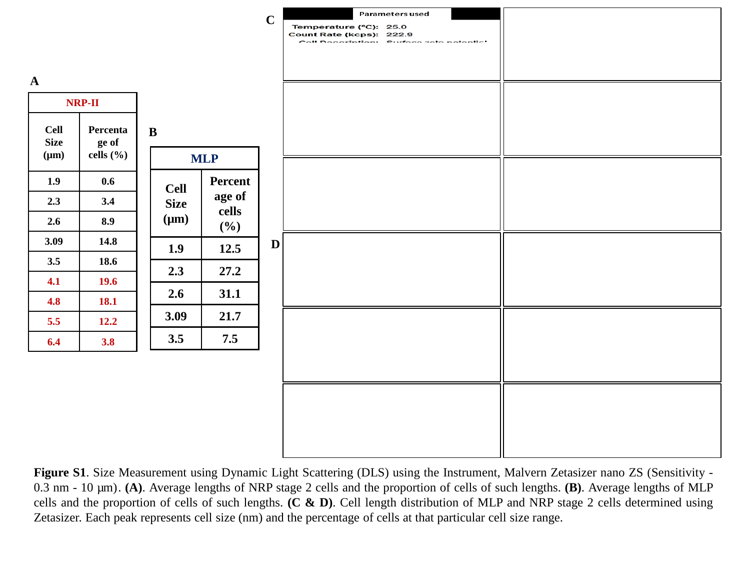**A**

| NRP-II | |
|---|---|
| Cell Size (µm) | Percentage of cells (%) |
| 1.9 | 0.6 |
| 2.3 | 3.4 |
| 2.6 | 8.9 |
| 3.09 | 14.8 |
| 3.5 | 18.6 |
| 4.1 | 19.6 |
| 4.8 | 18.1 |
| 5.5 | 12.2 |
| 6.4 | 3.8 |

**B**

| MLP | |
|---|---|
| Cell Size (µm) | Percentage of cells (%) |
| 1.9 | 12.5 |
| 2.3 | 27.2 |
| 2.6 | 31.1 |
| 3.09 | 21.7 |
| 3.5 | 7.5 |

**C**

Parameters used

Temperature (°C): 25.0
Count Rate (kcps): 222.9

**D**

**Figure S1**. Size Measurement using Dynamic Light Scattering (DLS) using the Instrument, Malvern Zetasizer nano ZS (Sensitivity - 0.3 nm - 10 µm). **(A)**. Average lengths of NRP stage 2 cells and the proportion of cells of such lengths. **(B)**. Average lengths of MLP cells and the proportion of cells of such lengths. **(C & D)**. Cell length distribution of MLP and NRP stage 2 cells determined using Zetasizer. Each peak represents cell size (nm) and the percentage of cells at that particular cell size range.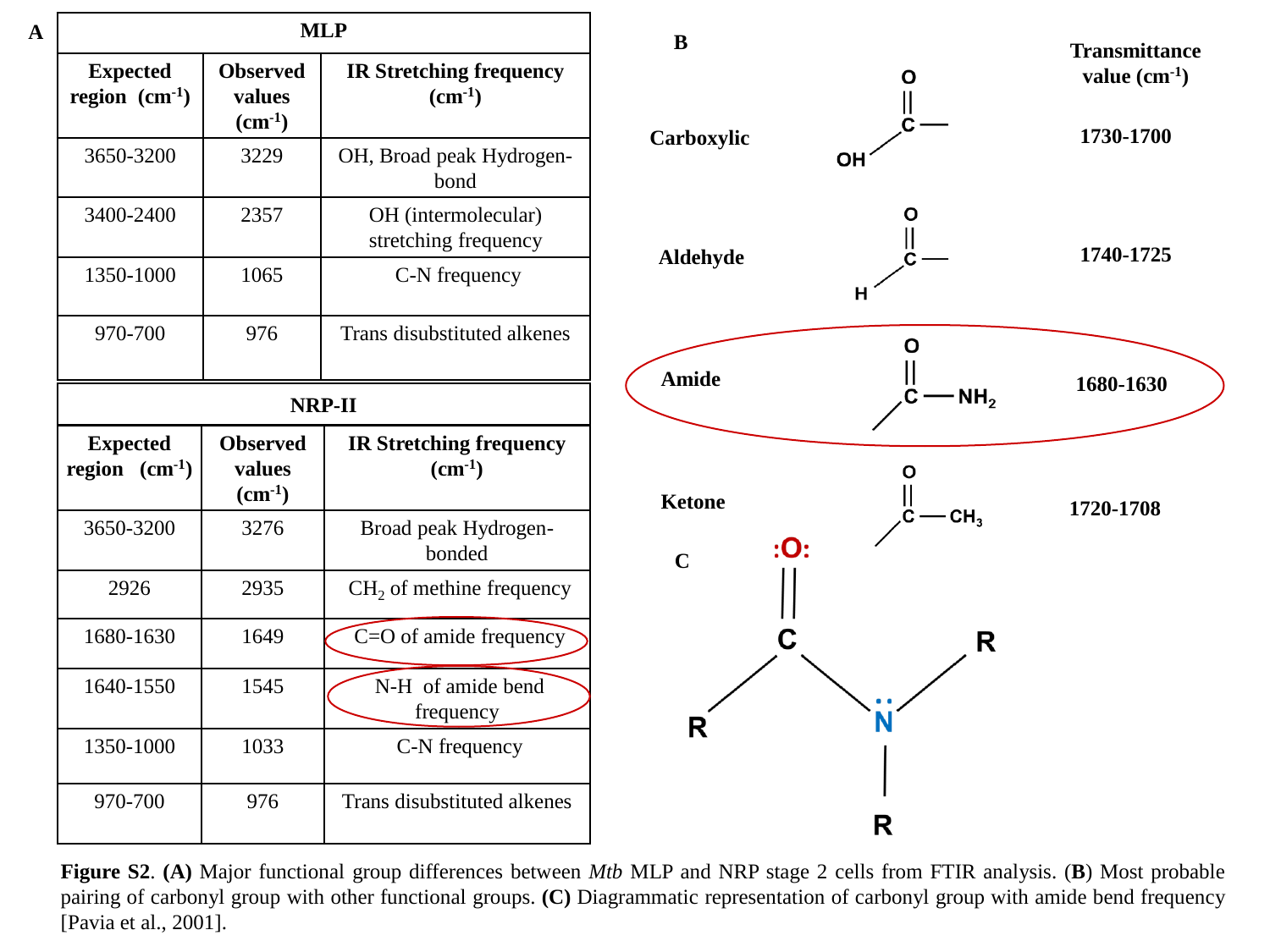**A**

| MLP | | |
|---|---|---|
| **Expected region (cm$^{-1}$)** | **Observed values (cm$^{-1}$)** | **IR Stretching frequency (cm$^{-1}$)** |
| 3650-3200 | 3229 | OH, Broad peak Hydrogen-bond |
| 3400-2400 | 2357 | OH (intermolecular) stretching frequency |
| 1350-1000 | 1065 | C-N frequency |
| 970-700 | 976 | Trans disubstituted alkenes |

| NRP-II | | |
|---|---|---|
| **Expected region (cm$^{-1}$)** | **Observed values (cm$^{-1}$)** | **IR Stretching frequency (cm$^{-1}$)** |
| 3650-3200 | 3276 | Broad peak Hydrogen-bonded |
| 2926 | 2935 | $CH_2$ of methine frequency |
| 1680-1630 | 1649 | C=O of amide frequency |
| 1640-1550 | 1545 | N-H of amide bend frequency |
| 1350-1000 | 1033 | C-N frequency |
| 970-700 | 976 | Trans disubstituted alkenes |

**B**

| | Structure | Transmittance value (cm$^{-1}$) |
|---|---|---|
| Carboxylic | HO–C(=O)– | 1730-1700 |
| Aldehyde | H–C(=O)– | 1740-1725 |
| Amide | –C(=O)–$NH_2$ | 1680-1630 |
| Ketone | –C(=O)–$CH_3$ | 1720-1708 |

**C**

**Figure S2**. **(A)** Major functional group differences between *Mtb* MLP and NRP stage 2 cells from FTIR analysis. (**B**) Most probable pairing of carbonyl group with other functional groups. **(C)** Diagrammatic representation of carbonyl group with amide bend frequency [Pavia et al., 2001].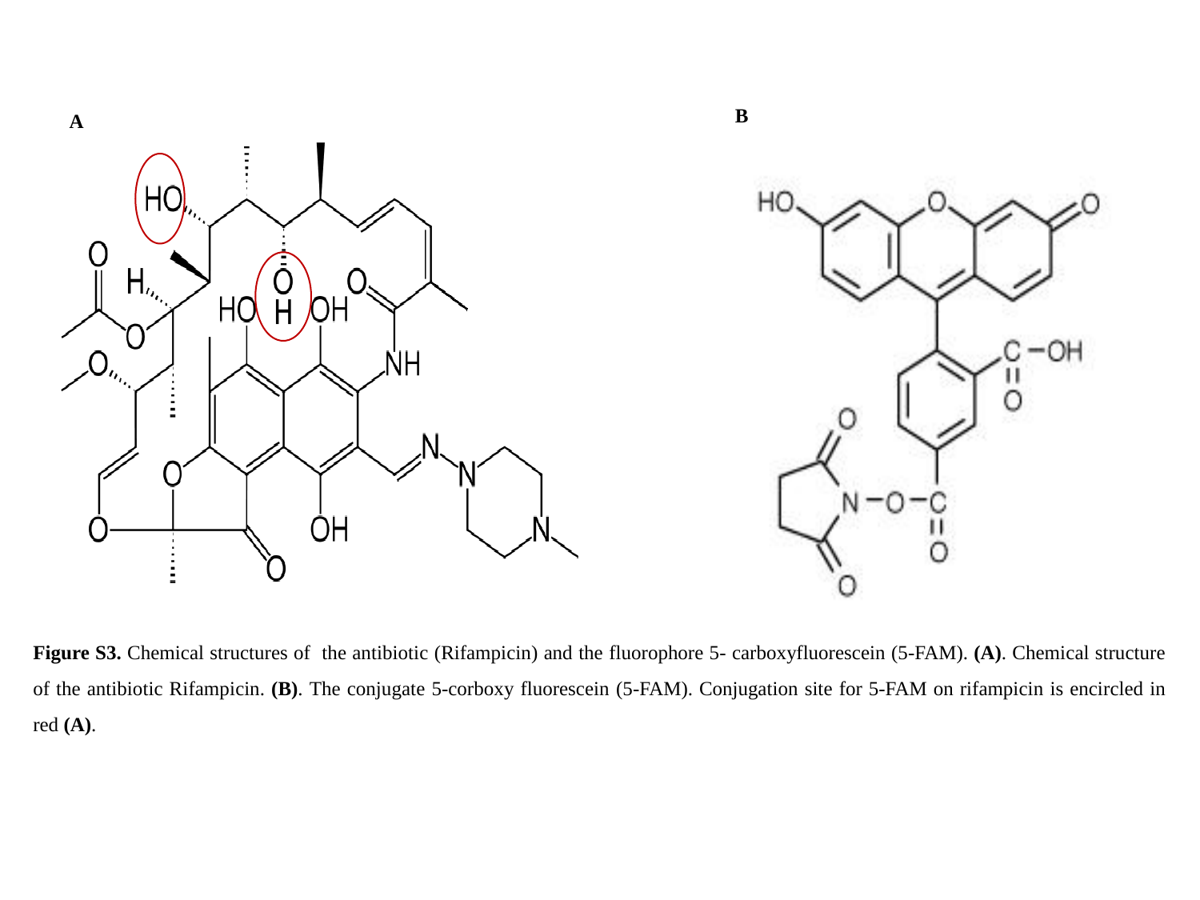**Figure S3.** Chemical structures of the antibiotic (Rifampicin) and the fluorophore 5- carboxyfluorescein (5-FAM). **(A)**. Chemical structure of the antibiotic Rifampicin. **(B)**. The conjugate 5-corboxy fluorescein (5-FAM). Conjugation site for 5-FAM on rifampicin is encircled in red **(A)**.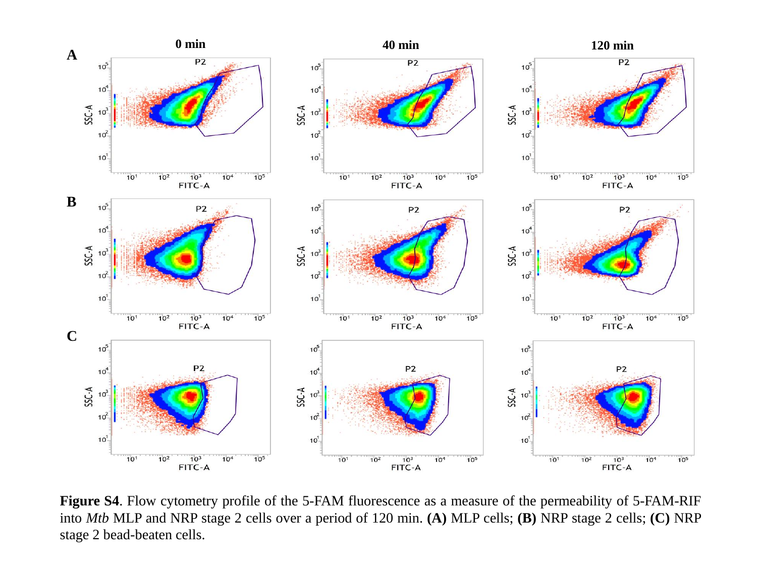**Figure S4**. Flow cytometry profile of the 5-FAM fluorescence as a measure of the permeability of 5-FAM-RIF into *Mtb* MLP and NRP stage 2 cells over a period of 120 min. **(A)** MLP cells; **(B)** NRP stage 2 cells; **(C)** NRP stage 2 bead-beaten cells.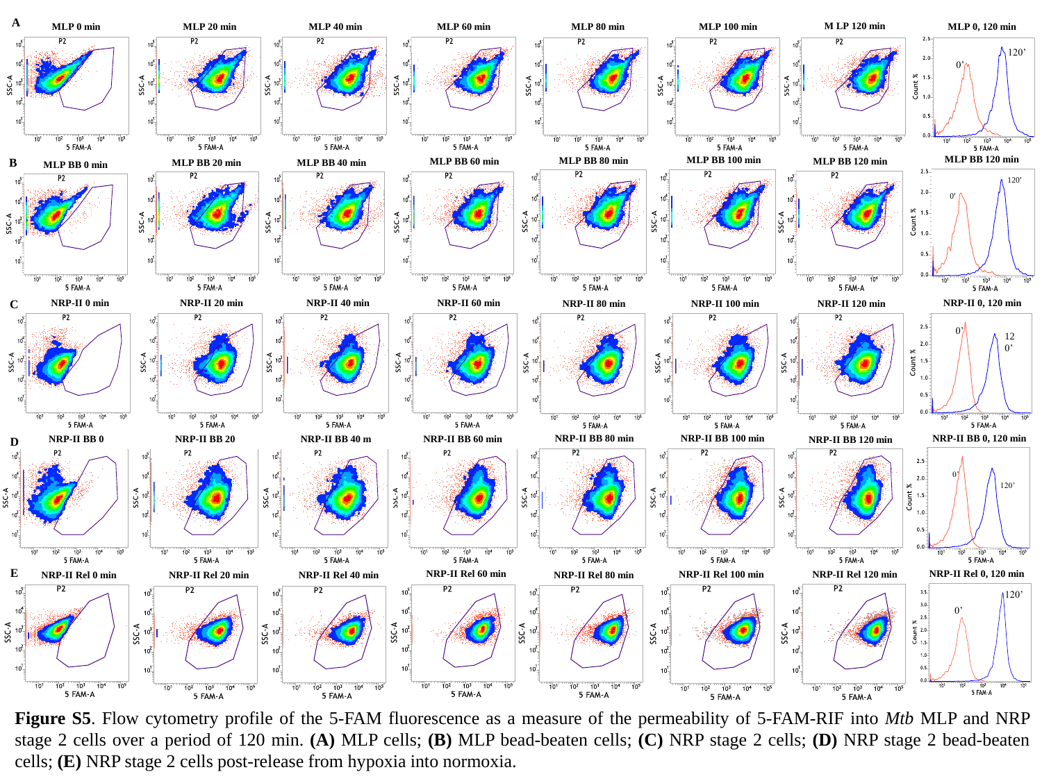**Figure S5**. Flow cytometry profile of the 5-FAM fluorescence as a measure of the permeability of 5-FAM-RIF into *Mtb* MLP and NRP stage 2 cells over a period of 120 min. **(A)** MLP cells; **(B)** MLP bead-beaten cells; **(C)** NRP stage 2 cells; **(D)** NRP stage 2 bead-beaten cells; **(E)** NRP stage 2 cells post-release from hypoxia into normoxia.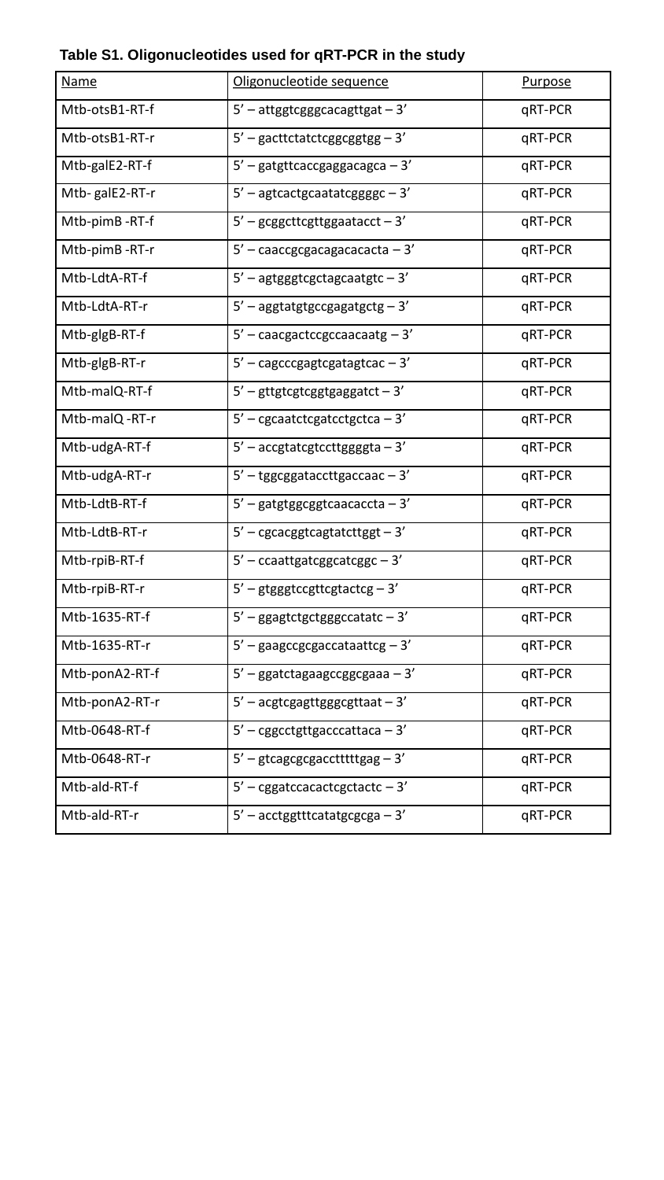**Table S1. Oligonucleotides used for qRT-PCR in the study**

| Name | Oligonucleotide sequence | Purpose |
|---|---|---|
| Mtb-otsB1-RT-f | 5′ – attggtcgggcacagttgat – 3′ | qRT-PCR |
| Mtb-otsB1-RT-r | 5′ – gacttctatctcggcggtgg – 3′ | qRT-PCR |
| Mtb-galE2-RT-f | 5′ – gatgttcaccgaggacagca – 3′ | qRT-PCR |
| Mtb- galE2-RT-r | 5′ – agtcactgcaatatcggggc – 3′ | qRT-PCR |
| Mtb-pimB -RT-f | 5′ – gcggcttcgttggaatacct – 3′ | qRT-PCR |
| Mtb-pimB -RT-r | 5′ – caaccgcgacagacacacta – 3′ | qRT-PCR |
| Mtb-LdtA-RT-f | 5′ – agtgggtcgctagcaatgtc – 3′ | qRT-PCR |
| Mtb-LdtA-RT-r | 5′ – aggtatgtgccgagatgctg – 3′ | qRT-PCR |
| Mtb-glgB-RT-f | 5′ – caacgactccgccaacaatg – 3′ | qRT-PCR |
| Mtb-glgB-RT-r | 5′ – cagcccgagtcgatagtcac – 3′ | qRT-PCR |
| Mtb-malQ-RT-f | 5′ – gttgtcgtcggtgaggatct – 3′ | qRT-PCR |
| Mtb-malQ -RT-r | 5′ – cgcaatctcgatcctgctca – 3′ | qRT-PCR |
| Mtb-udgA-RT-f | 5′ – accgtatcgtccttggggta – 3′ | qRT-PCR |
| Mtb-udgA-RT-r | 5′ – tggcggataccttgaccaac – 3′ | qRT-PCR |
| Mtb-LdtB-RT-f | 5′ – gatgtggcggtcaacaccta – 3′ | qRT-PCR |
| Mtb-LdtB-RT-r | 5′ – cgcacggtcagtatcttggt – 3′ | qRT-PCR |
| Mtb-rpiB-RT-f | 5′ – ccaattgatcggcatcggc – 3′ | qRT-PCR |
| Mtb-rpiB-RT-r | 5′ – gtgggtccgttcgtactcg – 3′ | qRT-PCR |
| Mtb-1635-RT-f | 5′ – ggagtctgctgggccatatc – 3′ | qRT-PCR |
| Mtb-1635-RT-r | 5′ – gaagccgcgaccataattcg – 3′ | qRT-PCR |
| Mtb-ponA2-RT-f | 5′ – ggatctagaagccggcgaaa – 3′ | qRT-PCR |
| Mtb-ponA2-RT-r | 5′ – acgtcgagttgggcgttaat – 3′ | qRT-PCR |
| Mtb-0648-RT-f | 5′ – cggcctgttgacccattaca – 3′ | qRT-PCR |
| Mtb-0648-RT-r | 5′ – gtcagcgcgacctttttgag – 3′ | qRT-PCR |
| Mtb-ald-RT-f | 5′ – cggatccacactcgctactc – 3′ | qRT-PCR |
| Mtb-ald-RT-r | 5′ – acctggtttcatatgcgcga – 3′ | qRT-PCR |